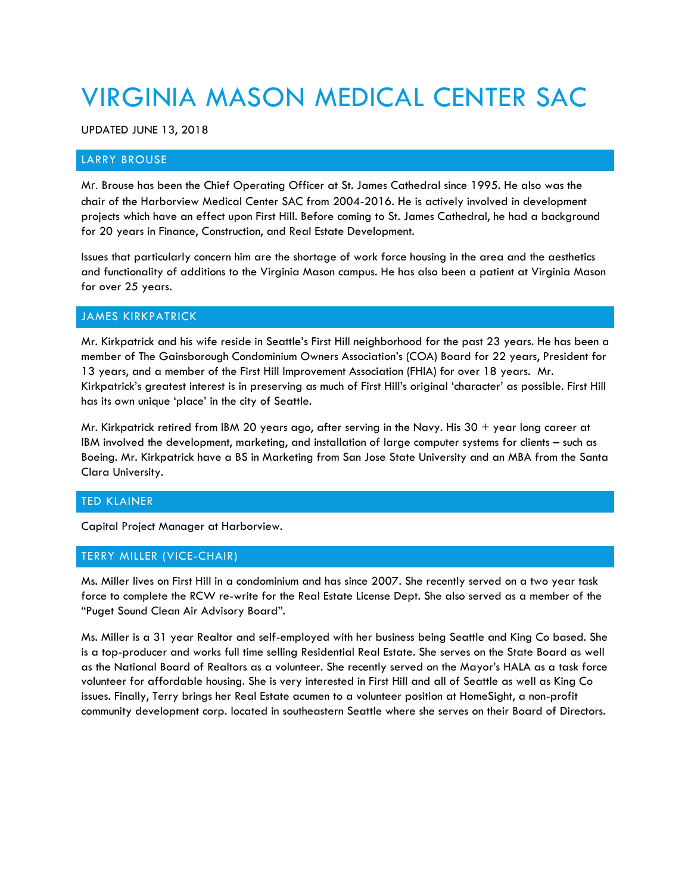# VIRGINIA MASON MEDICAL CENTER SAC

UPDATED JUNE 13, 2018

## LARRY BROUSE

Mr. Brouse has been the Chief Operating Officer at St. James Cathedral since 1995. He also was the chair of the Harborview Medical Center SAC from 2004-2016. He is actively involved in development projects which have an effect upon First Hill. Before coming to St. James Cathedral, he had a background for 20 years in Finance, Construction, and Real Estate Development.

Issues that particularly concern him are the shortage of work force housing in the area and the aesthetics and functionality of additions to the Virginia Mason campus. He has also been a patient at Virginia Mason for over 25 years.

## JAMES KIRKPATRICK

Mr. Kirkpatrick and his wife reside in Seattle's First Hill neighborhood for the past 23 years. He has been a member of The Gainsborough Condominium Owners Association's (COA) Board for 22 years, President for 13 years, and a member of the First Hill Improvement Association (FHIA) for over 18 years. Mr. Kirkpatrick's greatest interest is in preserving as much of First Hill's original 'character' as possible. First Hill has its own unique 'place' in the city of Seattle.

Mr. Kirkpatrick retired from IBM 20 years ago, after serving in the Navy. His 30 + year long career at IBM involved the development, marketing, and installation of large computer systems for clients – such as Boeing. Mr. Kirkpatrick have a BS in Marketing from San Jose State University and an MBA from the Santa Clara University.

## TED KLAINER

Capital Project Manager at Harborview.

## TERRY MILLER (VICE-CHAIR)

Ms. Miller lives on First Hill in a condominium and has since 2007. She recently served on a two year task force to complete the RCW re-write for the Real Estate License Dept. She also served as a member of the "Puget Sound Clean Air Advisory Board".

Ms. Miller is a 31 year Realtor and self-employed with her business being Seattle and King Co based. She is a top-producer and works full time selling Residential Real Estate. She serves on the State Board as well as the National Board of Realtors as a volunteer. She recently served on the Mayor's HALA as a task force volunteer for affordable housing. She is very interested in First Hill and all of Seattle as well as King Co issues. Finally, Terry brings her Real Estate acumen to a volunteer position at HomeSight, a non-profit community development corp. located in southeastern Seattle where she serves on their Board of Directors.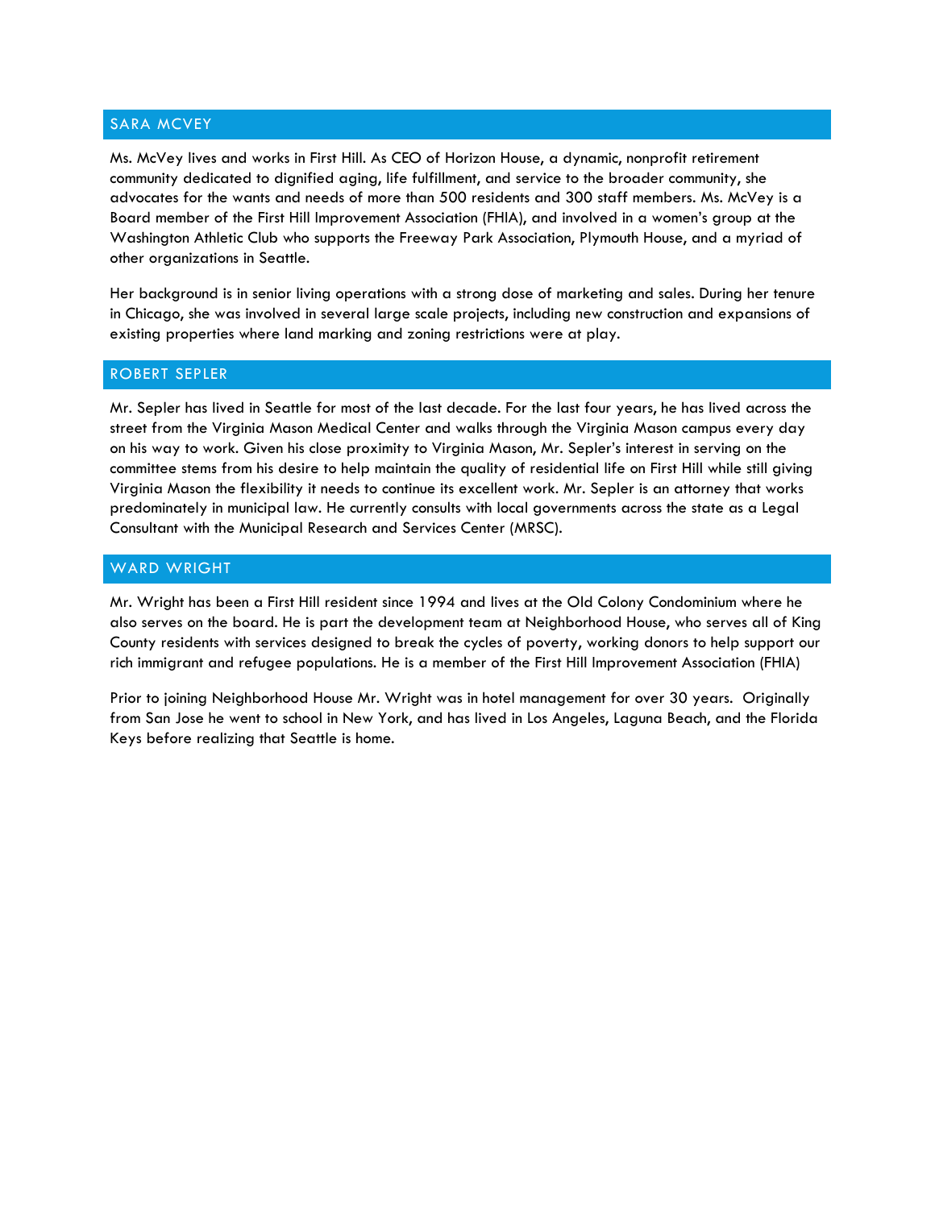## SARA MCVEY

Ms. McVey lives and works in First Hill. As CEO of Horizon House, a dynamic, nonprofit retirement community dedicated to dignified aging, life fulfillment, and service to the broader community, she advocates for the wants and needs of more than 500 residents and 300 staff members. Ms. McVey is a Board member of the First Hill Improvement Association (FHIA), and involved in a women's group at the Washington Athletic Club who supports the Freeway Park Association, Plymouth House, and a myriad of other organizations in Seattle.

Her background is in senior living operations with a strong dose of marketing and sales. During her tenure in Chicago, she was involved in several large scale projects, including new construction and expansions of existing properties where land marking and zoning restrictions were at play.

## ROBERT SEPLER

Mr. Sepler has lived in Seattle for most of the last decade. For the last four years, he has lived across the street from the Virginia Mason Medical Center and walks through the Virginia Mason campus every day on his way to work. Given his close proximity to Virginia Mason, Mr. Sepler's interest in serving on the committee stems from his desire to help maintain the quality of residential life on First Hill while still giving Virginia Mason the flexibility it needs to continue its excellent work. Mr. Sepler is an attorney that works predominately in municipal law. He currently consults with local governments across the state as a Legal Consultant with the Municipal Research and Services Center (MRSC).

## WARD WRIGHT

Mr. Wright has been a First Hill resident since 1994 and lives at the Old Colony Condominium where he also serves on the board. He is part the development team at Neighborhood House, who serves all of King County residents with services designed to break the cycles of poverty, working donors to help support our rich immigrant and refugee populations. He is a member of the First Hill Improvement Association (FHIA)

Prior to joining Neighborhood House Mr. Wright was in hotel management for over 30 years. Originally from San Jose he went to school in New York, and has lived in Los Angeles, Laguna Beach, and the Florida Keys before realizing that Seattle is home.